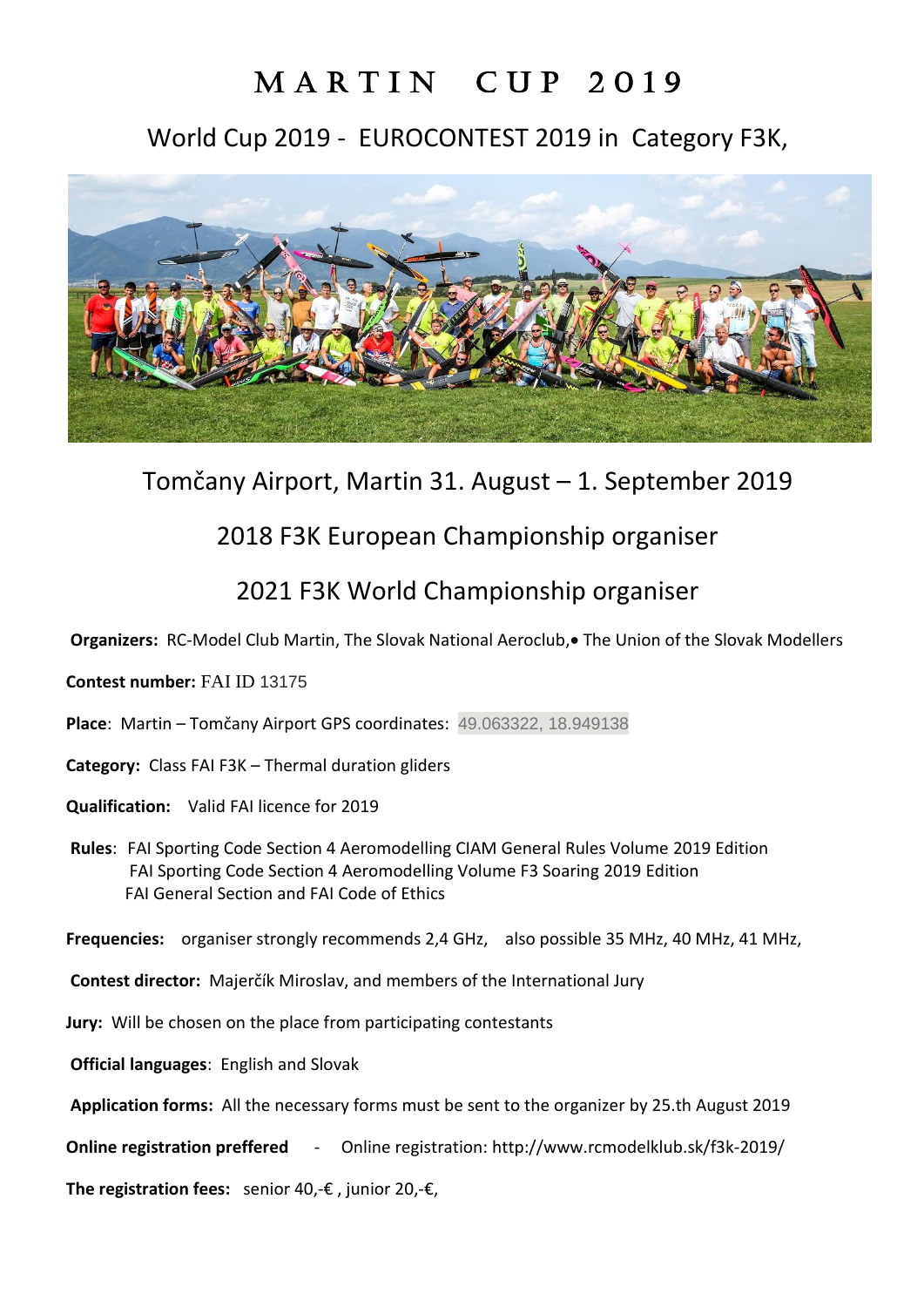# MARTIN CUP 2019

## World Cup 2019 - EUROCONTEST 2019 in Category F3K,

Tomčany Airport, Martin 31. August – 1. September 2019

2018 F3K European Championship organiser

2021 F3K World Championship organiser

**Organizers:** RC-Model Club Martin, The Slovak National Aeroclub,• The Union of the Slovak Modellers

**Contest number:** FAI ID 13175

**Place**: Martin – Tomčany Airport GPS coordinates: 49.063322, 18.949138

**Category:** Class FAI F3K – Thermal duration gliders

**Qualification:** Valid FAI licence for 2019

**Rules**: FAI Sporting Code Section 4 Aeromodelling CIAM General Rules Volume 2019 Edition
FAI Sporting Code Section 4 Aeromodelling Volume F3 Soaring 2019 Edition
FAI General Section and FAI Code of Ethics

**Frequencies:** organiser strongly recommends 2,4 GHz, also possible 35 MHz, 40 MHz, 41 MHz,

**Contest director:** Majerčík Miroslav, and members of the International Jury

**Jury:** Will be chosen on the place from participating contestants

**Official languages**: English and Slovak

**Application forms:** All the necessary forms must be sent to the organizer by 25.th August 2019

**Online registration preffered** - Online registration: http://www.rcmodelklub.sk/f3k-2019/

**The registration fees:** senior 40,-€ , junior 20,-€,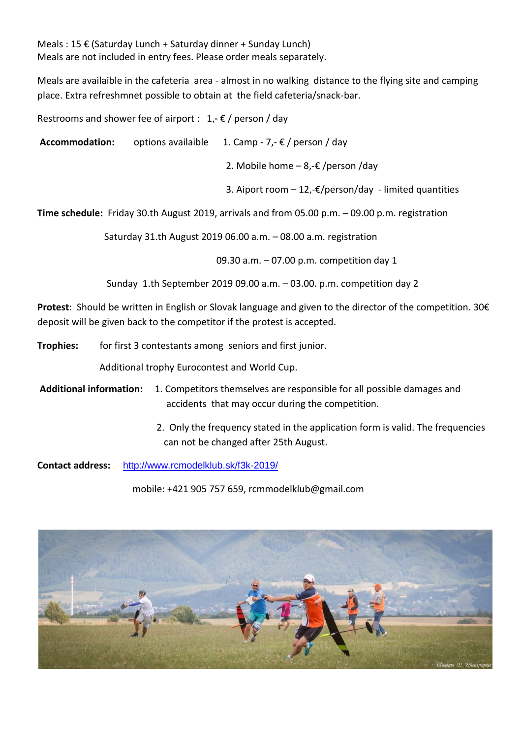Meals : 15 € (Saturday Lunch + Saturday dinner + Sunday Lunch)
Meals are not included in entry fees. Please order meals separately.

Meals are availaible in the cafeteria area - almost in no walking distance to the flying site and camping place. Extra refreshmnet possible to obtain at the field cafeteria/snack-bar.

Restrooms and shower fee of airport : 1,- € / person / day

**Accommodation:** options availaible

1. Camp - 7,- € / person / day
2. Mobile home – 8,-€ /person /day
3. Aiport room – 12,-€/person/day - limited quantities

**Time schedule:** Friday 30.th August 2019, arrivals and from 05.00 p.m. – 09.00 p.m. registration

Saturday 31.th August 2019 06.00 a.m. – 08.00 a.m. registration

09.30 a.m. – 07.00 p.m. competition day 1

Sunday 1.th September 2019 09.00 a.m. – 03.00. p.m. competition day 2

**Protest**: Should be written in English or Slovak language and given to the director of the competition. 30€ deposit will be given back to the competitor if the protest is accepted.

**Trophies:** for first 3 contestants among seniors and first junior.

Additional trophy Eurocontest and World Cup.

**Additional information:**

1. Competitors themselves are responsible for all possible damages and accidents that may occur during the competition.
2. Only the frequency stated in the application form is valid. The frequencies can not be changed after 25th August.

**Contact address:** http://www.rcmodelklub.sk/f3k-2019/

mobile: +421 905 757 659, rcmmodelklub@gmail.com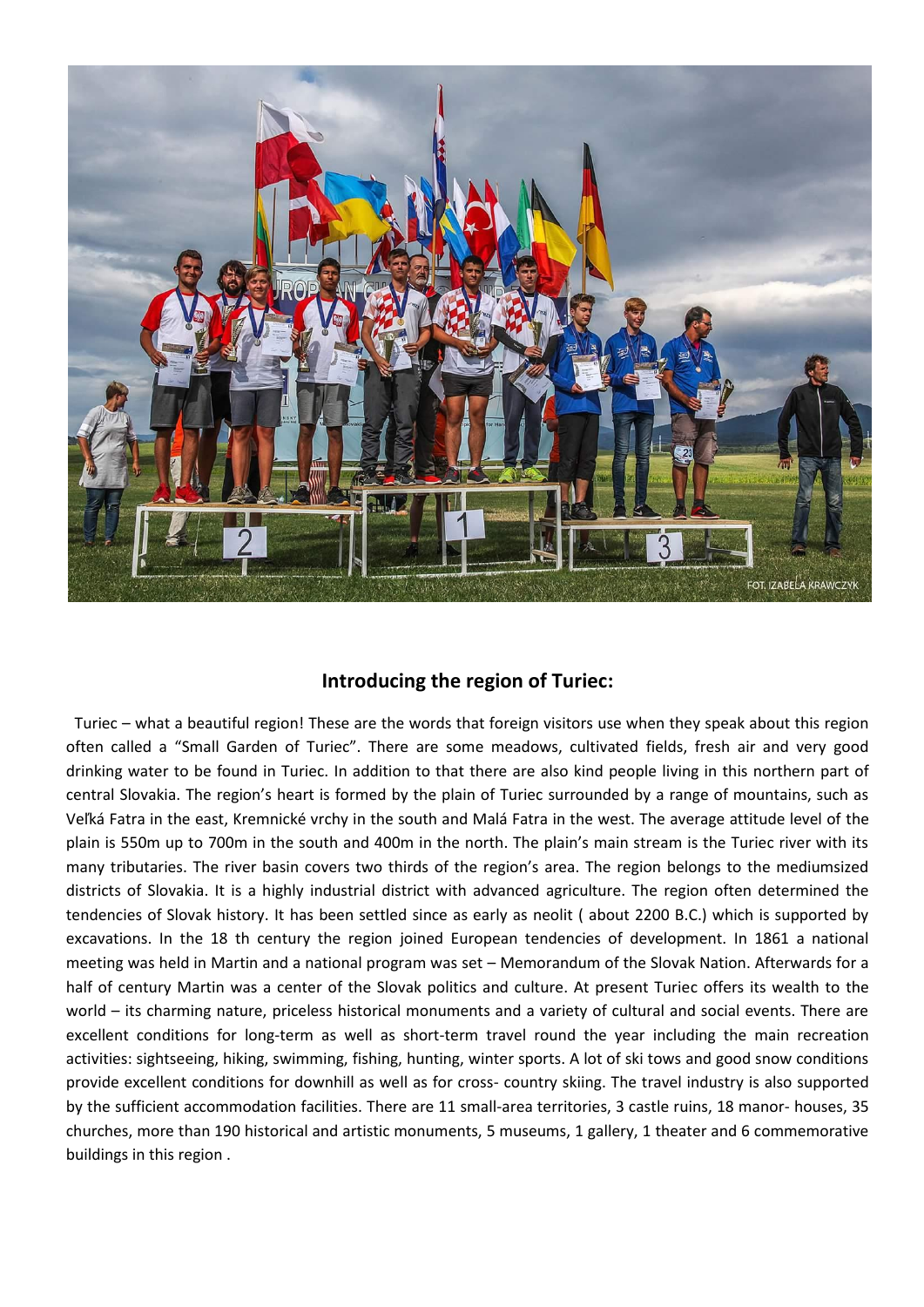## Introducing the region of Turiec:

Turiec – what a beautiful region! These are the words that foreign visitors use when they speak about this region often called a "Small Garden of Turiec". There are some meadows, cultivated fields, fresh air and very good drinking water to be found in Turiec. In addition to that there are also kind people living in this northern part of central Slovakia. The region's heart is formed by the plain of Turiec surrounded by a range of mountains, such as Veľká Fatra in the east, Kremnické vrchy in the south and Malá Fatra in the west. The average attitude level of the plain is 550m up to 700m in the south and 400m in the north. The plain's main stream is the Turiec river with its many tributaries. The river basin covers two thirds of the region's area. The region belongs to the mediumsized districts of Slovakia. It is a highly industrial district with advanced agriculture. The region often determined the tendencies of Slovak history. It has been settled since as early as neolit ( about 2200 B.C.) which is supported by excavations. In the 18 th century the region joined European tendencies of development. In 1861 a national meeting was held in Martin and a national program was set – Memorandum of the Slovak Nation. Afterwards for a half of century Martin was a center of the Slovak politics and culture. At present Turiec offers its wealth to the world – its charming nature, priceless historical monuments and a variety of cultural and social events. There are excellent conditions for long-term as well as short-term travel round the year including the main recreation activities: sightseeing, hiking, swimming, fishing, hunting, winter sports. A lot of ski tows and good snow conditions provide excellent conditions for downhill as well as for cross- country skiing. The travel industry is also supported by the sufficient accommodation facilities. There are 11 small-area territories, 3 castle ruins, 18 manor- houses, 35 churches, more than 190 historical and artistic monuments, 5 museums, 1 gallery, 1 theater and 6 commemorative buildings in this region .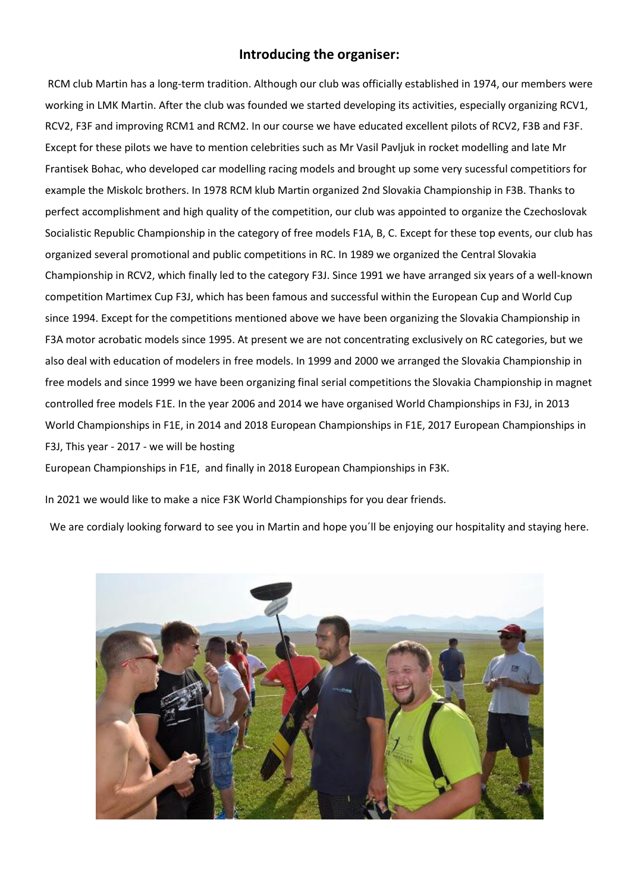## Introducing the organiser:

RCM club Martin has a long-term tradition. Although our club was officially established in 1974, our members were working in LMK Martin. After the club was founded we started developing its activities, especially organizing RCV1, RCV2, F3F and improving RCM1 and RCM2. In our course we have educated excellent pilots of RCV2, F3B and F3F. Except for these pilots we have to mention celebrities such as Mr Vasil Pavljuk in rocket modelling and late Mr Frantisek Bohac, who developed car modelling racing models and brought up some very sucessful competitiors for example the Miskolc brothers. In 1978 RCM klub Martin organized 2nd Slovakia Championship in F3B. Thanks to perfect accomplishment and high quality of the competition, our club was appointed to organize the Czechoslovak Socialistic Republic Championship in the category of free models F1A, B, C. Except for these top events, our club has organized several promotional and public competitions in RC. In 1989 we organized the Central Slovakia Championship in RCV2, which finally led to the category F3J. Since 1991 we have arranged six years of a well-known competition Martimex Cup F3J, which has been famous and successful within the European Cup and World Cup since 1994. Except for the competitions mentioned above we have been organizing the Slovakia Championship in F3A motor acrobatic models since 1995. At present we are not concentrating exclusively on RC categories, but we also deal with education of modelers in free models. In 1999 and 2000 we arranged the Slovakia Championship in free models and since 1999 we have been organizing final serial competitions the Slovakia Championship in magnet controlled free models F1E. In the year 2006 and 2014 we have organised World Championships in F3J, in 2013 World Championships in F1E, in 2014 and 2018 European Championships in F1E, 2017 European Championships in F3J, This year - 2017 - we will be hosting
European Championships in F1E, and finally in 2018 European Championships in F3K.

In 2021 we would like to make a nice F3K World Championships for you dear friends.

We are cordialy looking forward to see you in Martin and hope you´ll be enjoying our hospitality and staying here.